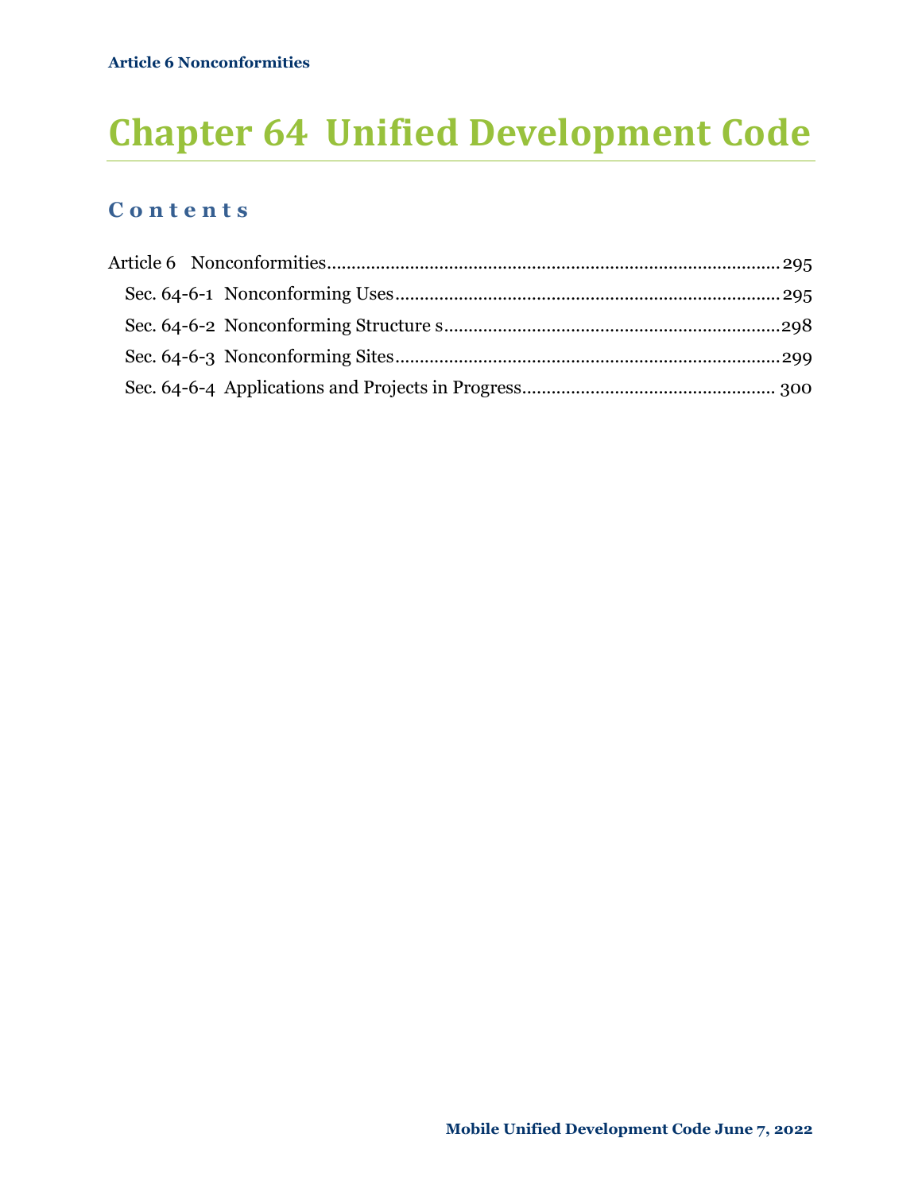# Chapter 64 Unified Development Code

## Contents

Article 6 Nonconformities.....................................................................................295

- Sec. 64-6-1 Nonconforming Uses.....................................................................295
- Sec. 64-6-2 Nonconforming Structure s.............................................................298
- Sec. 64-6-3 Nonconforming Sites.....................................................................299
- Sec. 64-6-4 Applications and Projects in Progress............................................ 300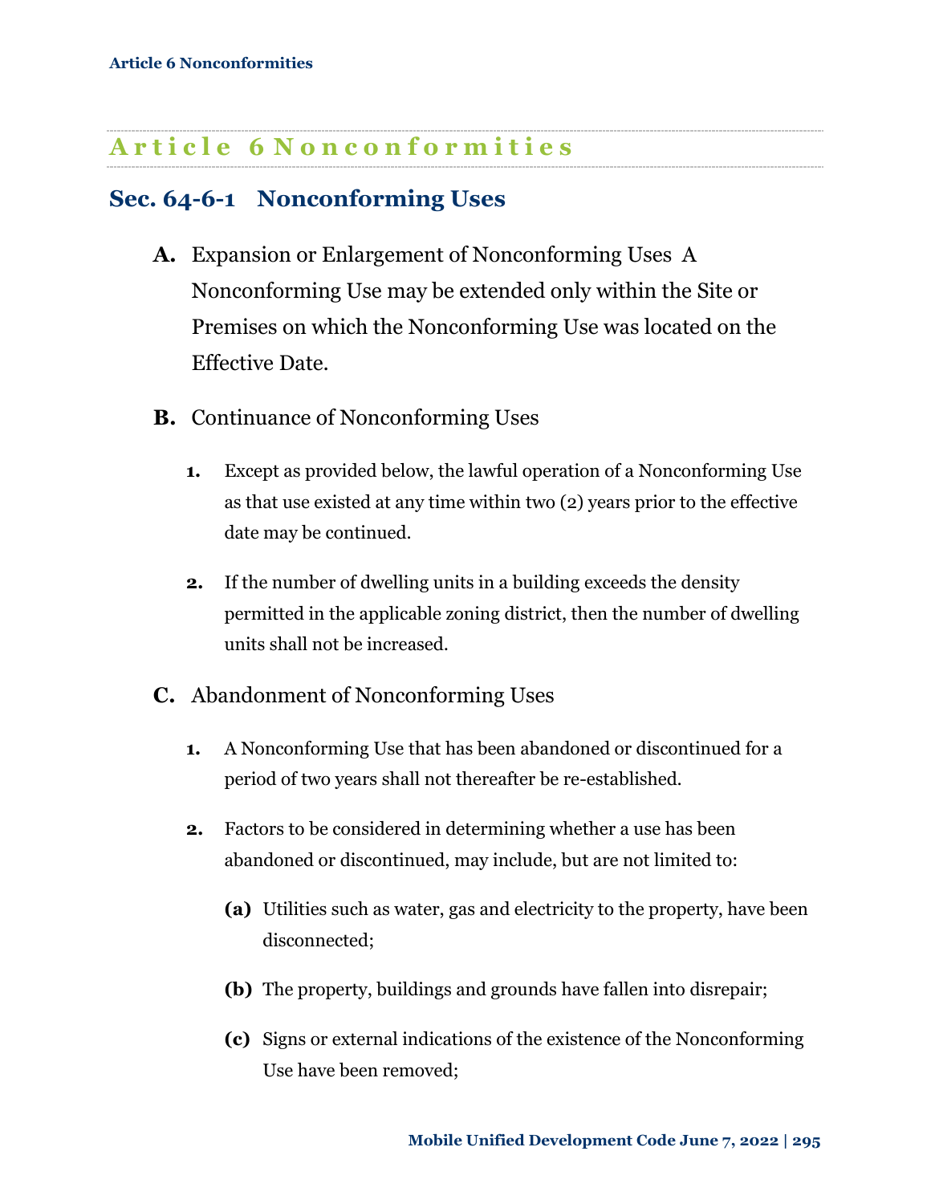# Article 6 Nonconformities

## Sec. 64-6-1 Nonconforming Uses

**A.** Expansion or Enlargement of Nonconforming Uses A Nonconforming Use may be extended only within the Site or Premises on which the Nonconforming Use was located on the Effective Date.

**B.** Continuance of Nonconforming Uses

**1.** Except as provided below, the lawful operation of a Nonconforming Use as that use existed at any time within two (2) years prior to the effective date may be continued.

**2.** If the number of dwelling units in a building exceeds the density permitted in the applicable zoning district, then the number of dwelling units shall not be increased.

**C.** Abandonment of Nonconforming Uses

**1.** A Nonconforming Use that has been abandoned or discontinued for a period of two years shall not thereafter be re-established.

**2.** Factors to be considered in determining whether a use has been abandoned or discontinued, may include, but are not limited to:

**(a)** Utilities such as water, gas and electricity to the property, have been disconnected;

**(b)** The property, buildings and grounds have fallen into disrepair;

**(c)** Signs or external indications of the existence of the Nonconforming Use have been removed;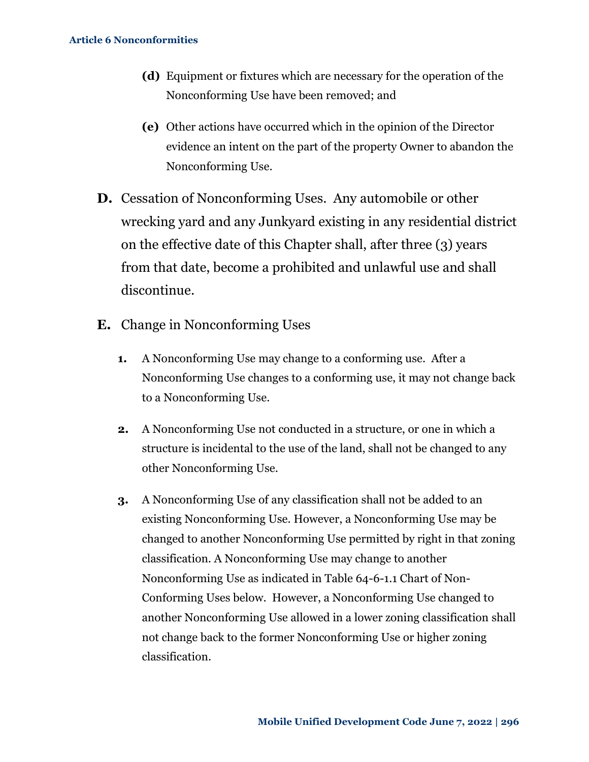- **(d)** Equipment or fixtures which are necessary for the operation of the Nonconforming Use have been removed; and

- **(e)** Other actions have occurred which in the opinion of the Director evidence an intent on the part of the property Owner to abandon the Nonconforming Use.

**D.** Cessation of Nonconforming Uses. Any automobile or other wrecking yard and any Junkyard existing in any residential district on the effective date of this Chapter shall, after three (3) years from that date, become a prohibited and unlawful use and shall discontinue.

**E.** Change in Nonconforming Uses

1. A Nonconforming Use may change to a conforming use. After a Nonconforming Use changes to a conforming use, it may not change back to a Nonconforming Use.

2. A Nonconforming Use not conducted in a structure, or one in which a structure is incidental to the use of the land, shall not be changed to any other Nonconforming Use.

3. A Nonconforming Use of any classification shall not be added to an existing Nonconforming Use. However, a Nonconforming Use may be changed to another Nonconforming Use permitted by right in that zoning classification. A Nonconforming Use may change to another Nonconforming Use as indicated in Table 64-6-1.1 Chart of Non-Conforming Uses below. However, a Nonconforming Use changed to another Nonconforming Use allowed in a lower zoning classification shall not change back to the former Nonconforming Use or higher zoning classification.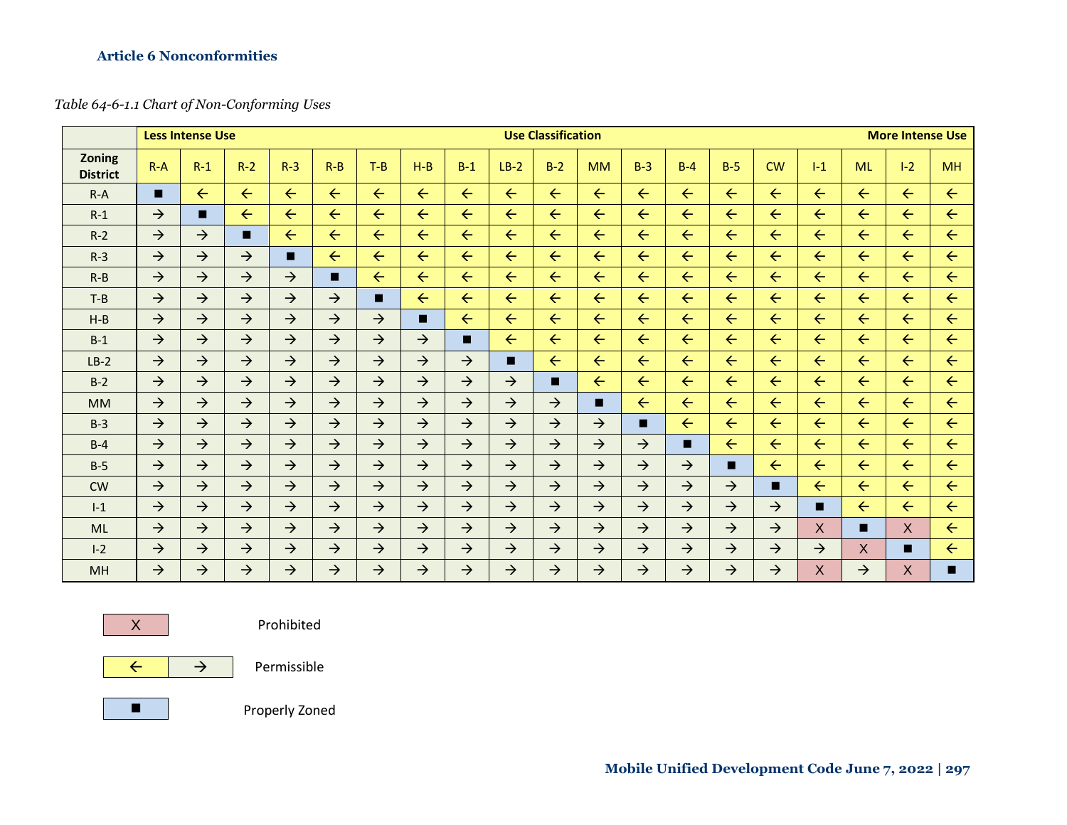*Table 64-6-1.1 Chart of Non-Conforming Uses*

| | **Less Intense Use** | | | | | | | | | **Use Classification** | | | | | | | | | **More Intense Use** |
|---|---|---|---|---|---|---|---|---|---|---|---|---|---|---|---|---|---|---|---|
| **Zoning District** | R-A | R-1 | R-2 | R-3 | R-B | T-B | H-B | B-1 | LB-2 | B-2 | MM | B-3 | B-4 | B-5 | CW | I-1 | ML | I-2 | MH |
| R-A | ■ | ← | ← | ← | ← | ← | ← | ← | ← | ← | ← | ← | ← | ← | ← | ← | ← | ← | ← |
| R-1 | → | ■ | ← | ← | ← | ← | ← | ← | ← | ← | ← | ← | ← | ← | ← | ← | ← | ← | ← |
| R-2 | → | → | ■ | ← | ← | ← | ← | ← | ← | ← | ← | ← | ← | ← | ← | ← | ← | ← | ← |
| R-3 | → | → | → | ■ | ← | ← | ← | ← | ← | ← | ← | ← | ← | ← | ← | ← | ← | ← | ← |
| R-B | → | → | → | → | ■ | ← | ← | ← | ← | ← | ← | ← | ← | ← | ← | ← | ← | ← | ← |
| T-B | → | → | → | → | → | ■ | ← | ← | ← | ← | ← | ← | ← | ← | ← | ← | ← | ← | ← |
| H-B | → | → | → | → | → | → | ■ | ← | ← | ← | ← | ← | ← | ← | ← | ← | ← | ← | ← |
| B-1 | → | → | → | → | → | → | → | ■ | ← | ← | ← | ← | ← | ← | ← | ← | ← | ← | ← |
| LB-2 | → | → | → | → | → | → | → | → | ■ | ← | ← | ← | ← | ← | ← | ← | ← | ← | ← |
| B-2 | → | → | → | → | → | → | → | → | → | ■ | ← | ← | ← | ← | ← | ← | ← | ← | ← |
| MM | → | → | → | → | → | → | → | → | → | → | ■ | ← | ← | ← | ← | ← | ← | ← | ← |
| B-3 | → | → | → | → | → | → | → | → | → | → | → | ■ | ← | ← | ← | ← | ← | ← | ← |
| B-4 | → | → | → | → | → | → | → | → | → | → | → | → | ■ | ← | ← | ← | ← | ← | ← |
| B-5 | → | → | → | → | → | → | → | → | → | → | → | → | → | ■ | ← | ← | ← | ← | ← |
| CW | → | → | → | → | → | → | → | → | → | → | → | → | → | → | ■ | ← | ← | ← | ← |
| I-1 | → | → | → | → | → | → | → | → | → | → | → | → | → | → | → | ■ | ← | ← | ← |
| ML | → | → | → | → | → | → | → | → | → | → | → | → | → | → | → | X | ■ | X | ← |
| I-2 | → | → | → | → | → | → | → | → | → | → | → | → | → | → | → | → | X | ■ | ← |
| MH | → | → | → | → | → | → | → | → | → | → | → | → | → | → | → | X | → | X | ■ |

| Symbol | Meaning |
|---|---|
| X | Prohibited |
| ← → | Permissible |
| ■ | Properly Zoned |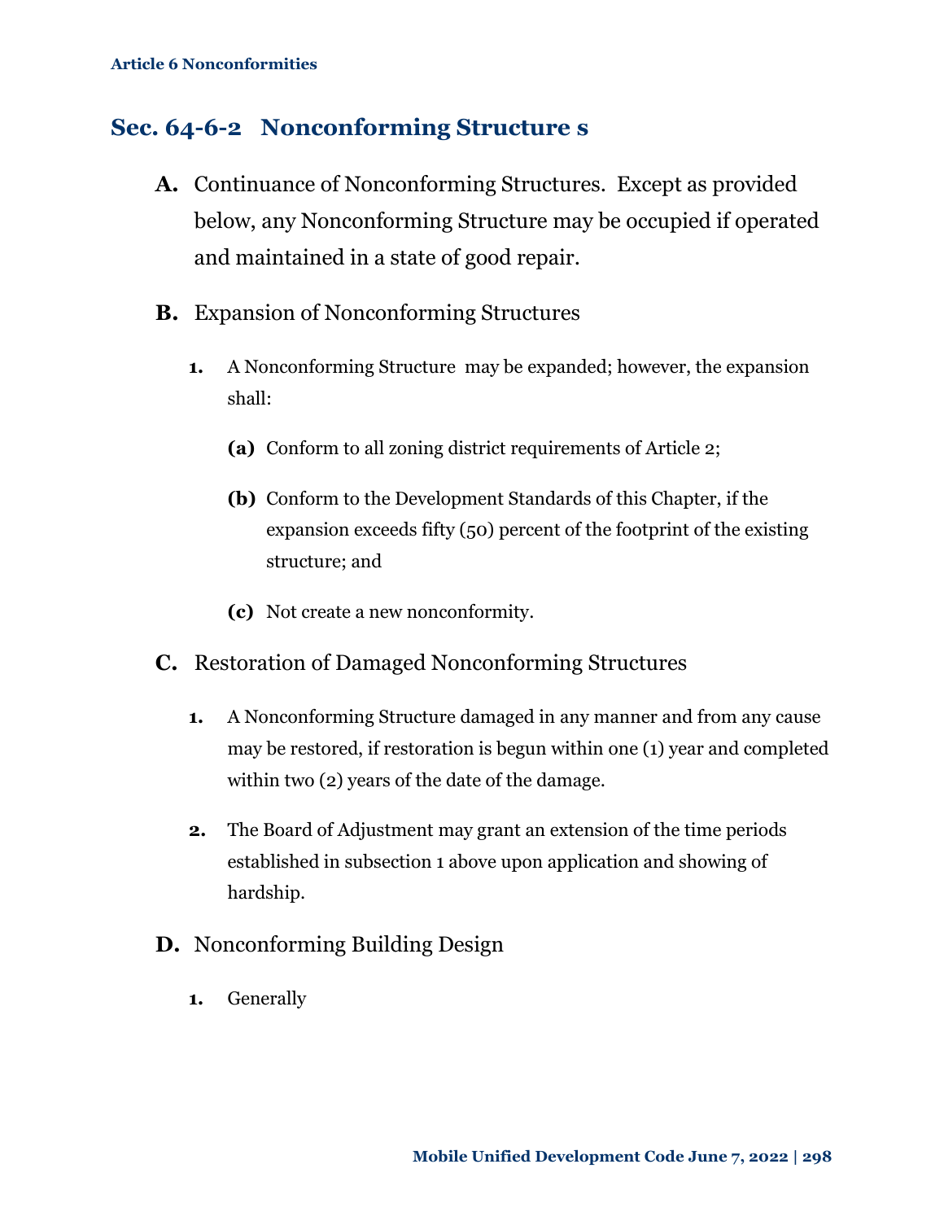## Sec. 64-6-2 Nonconforming Structure s

**A.** Continuance of Nonconforming Structures. Except as provided below, any Nonconforming Structure may be occupied if operated and maintained in a state of good repair.

**B.** Expansion of Nonconforming Structures

1. A Nonconforming Structure may be expanded; however, the expansion shall:

   **(a)** Conform to all zoning district requirements of Article 2;

   **(b)** Conform to the Development Standards of this Chapter, if the expansion exceeds fifty (50) percent of the footprint of the existing structure; and

   **(c)** Not create a new nonconformity.

**C.** Restoration of Damaged Nonconforming Structures

1. A Nonconforming Structure damaged in any manner and from any cause may be restored, if restoration is begun within one (1) year and completed within two (2) years of the date of the damage.

2. The Board of Adjustment may grant an extension of the time periods established in subsection 1 above upon application and showing of hardship.

**D.** Nonconforming Building Design

1. Generally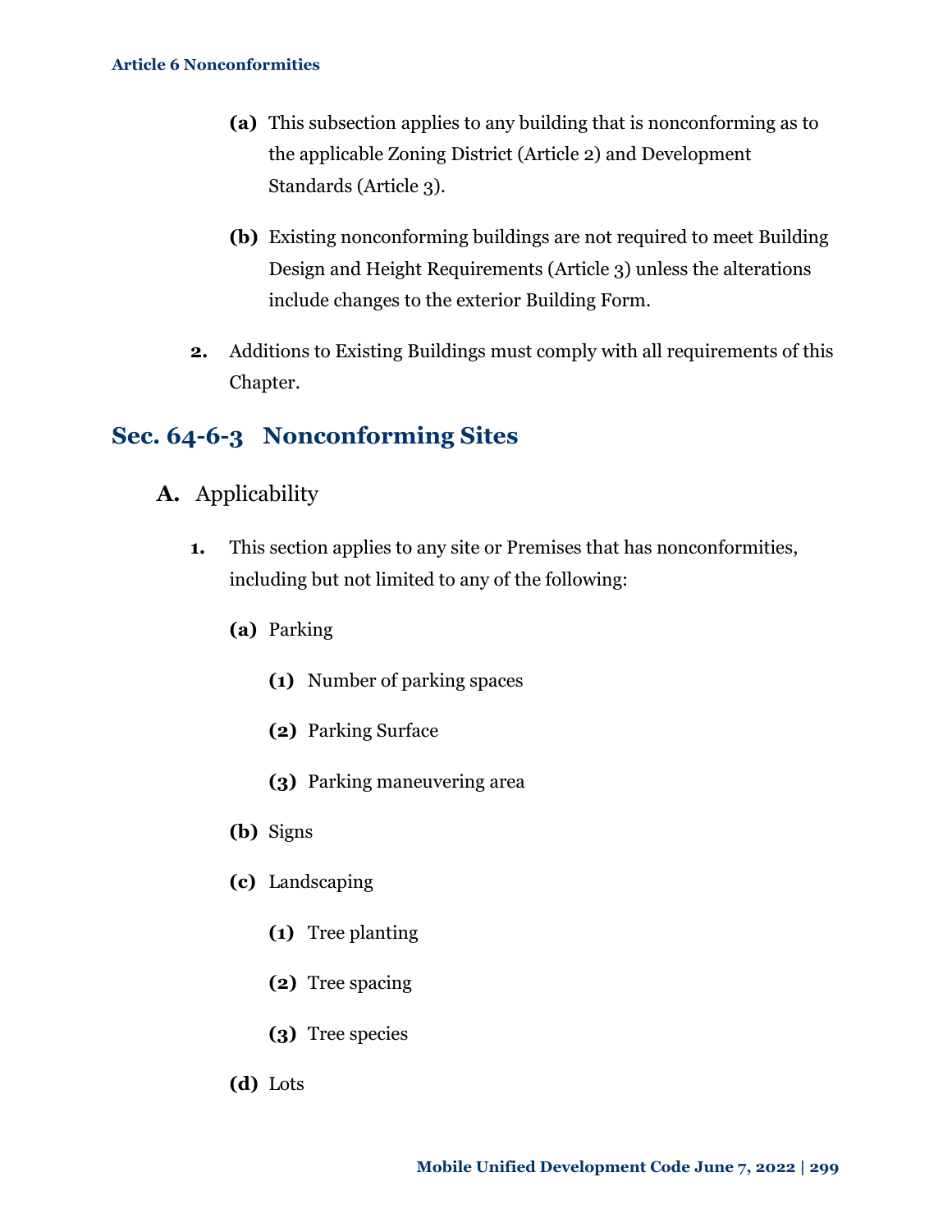**(a)** This subsection applies to any building that is nonconforming as to the applicable Zoning District (Article 2) and Development Standards (Article 3).

**(b)** Existing nonconforming buildings are not required to meet Building Design and Height Requirements (Article 3) unless the alterations include changes to the exterior Building Form.

**2.** Additions to Existing Buildings must comply with all requirements of this Chapter.

## Sec. 64-6-3 Nonconforming Sites

### A. Applicability

**1.** This section applies to any site or Premises that has nonconformities, including but not limited to any of the following:

**(a)** Parking

**(1)** Number of parking spaces

**(2)** Parking Surface

**(3)** Parking maneuvering area

**(b)** Signs

**(c)** Landscaping

**(1)** Tree planting

**(2)** Tree spacing

**(3)** Tree species

**(d)** Lots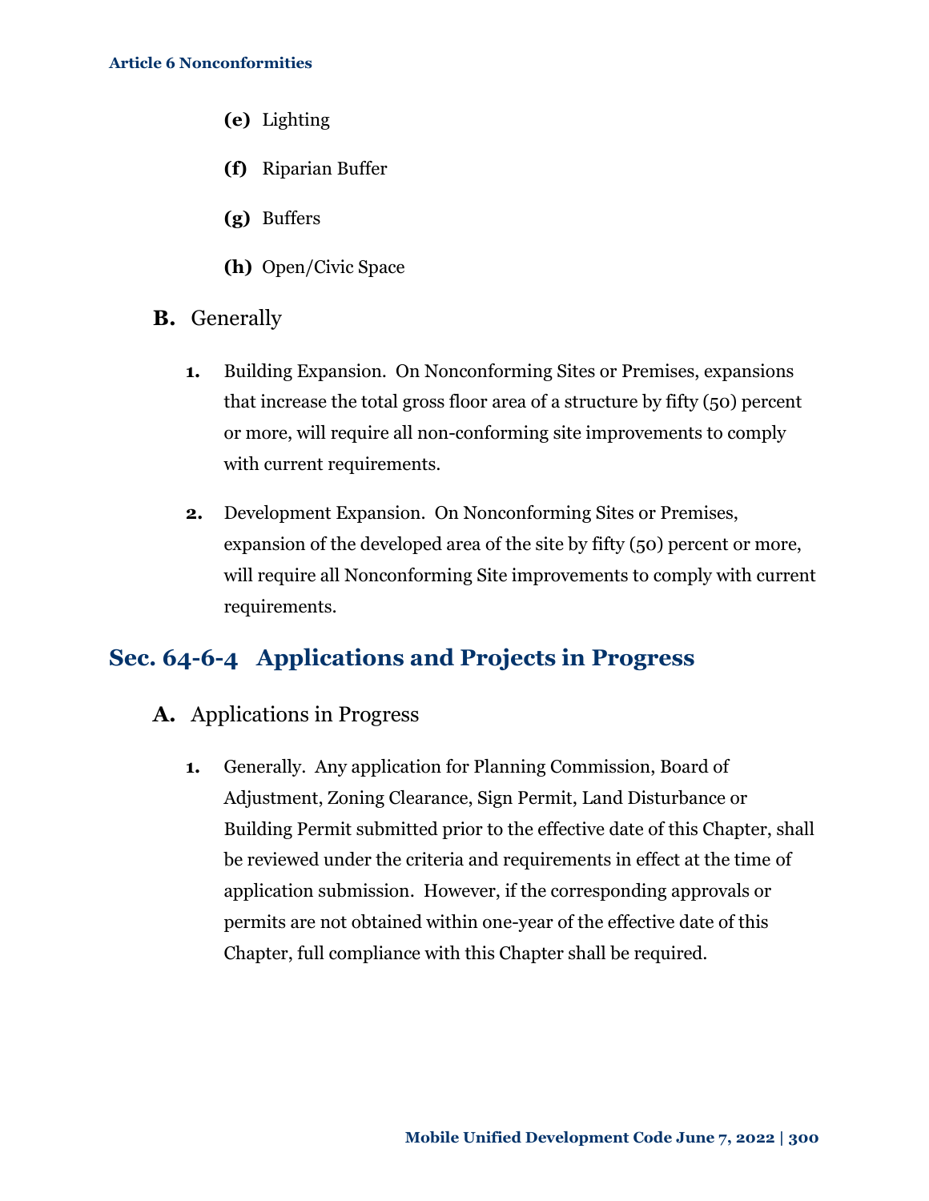(e) Lighting

(f) Riparian Buffer

(g) Buffers

(h) Open/Civic Space

**B.** Generally

1. Building Expansion. On Nonconforming Sites or Premises, expansions that increase the total gross floor area of a structure by fifty (50) percent or more, will require all non-conforming site improvements to comply with current requirements.

2. Development Expansion. On Nonconforming Sites or Premises, expansion of the developed area of the site by fifty (50) percent or more, will require all Nonconforming Site improvements to comply with current requirements.

## Sec. 64-6-4 Applications and Projects in Progress

**A.** Applications in Progress

1. Generally. Any application for Planning Commission, Board of Adjustment, Zoning Clearance, Sign Permit, Land Disturbance or Building Permit submitted prior to the effective date of this Chapter, shall be reviewed under the criteria and requirements in effect at the time of application submission. However, if the corresponding approvals or permits are not obtained within one-year of the effective date of this Chapter, full compliance with this Chapter shall be required.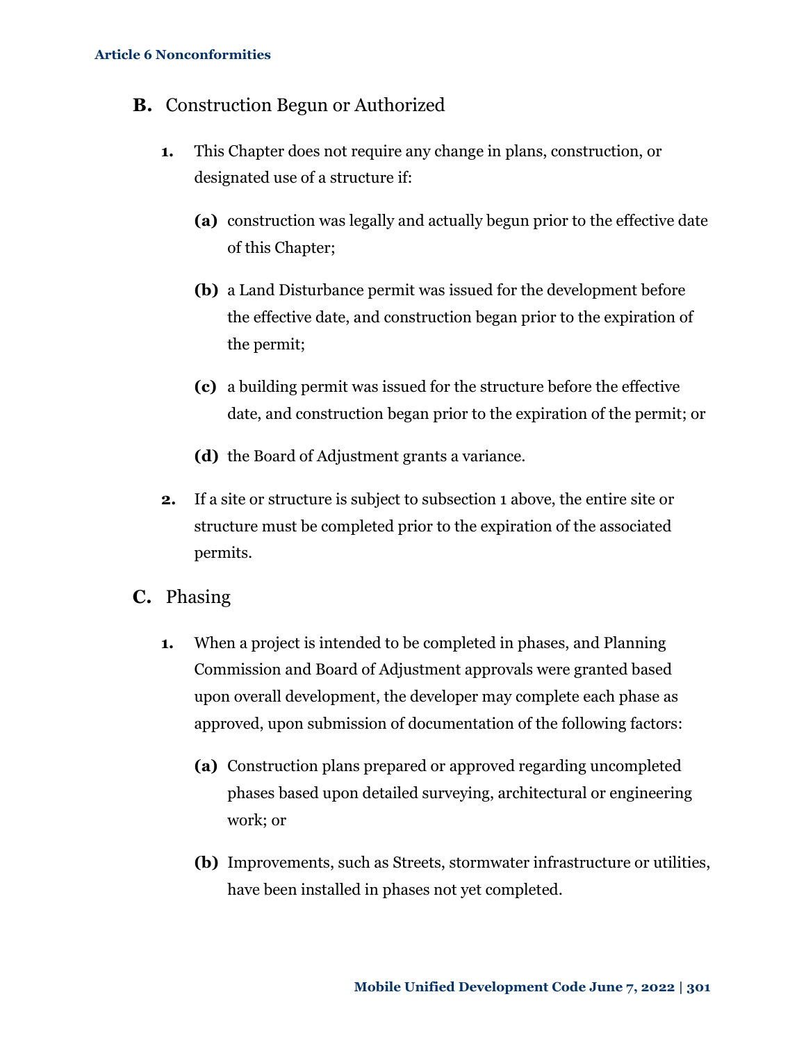## B. Construction Begun or Authorized

**1.** This Chapter does not require any change in plans, construction, or designated use of a structure if:

**(a)** construction was legally and actually begun prior to the effective date of this Chapter;

**(b)** a Land Disturbance permit was issued for the development before the effective date, and construction began prior to the expiration of the permit;

**(c)** a building permit was issued for the structure before the effective date, and construction began prior to the expiration of the permit; or

**(d)** the Board of Adjustment grants a variance.

**2.** If a site or structure is subject to subsection 1 above, the entire site or structure must be completed prior to the expiration of the associated permits.

## C. Phasing

**1.** When a project is intended to be completed in phases, and Planning Commission and Board of Adjustment approvals were granted based upon overall development, the developer may complete each phase as approved, upon submission of documentation of the following factors:

**(a)** Construction plans prepared or approved regarding uncompleted phases based upon detailed surveying, architectural or engineering work; or

**(b)** Improvements, such as Streets, stormwater infrastructure or utilities, have been installed in phases not yet completed.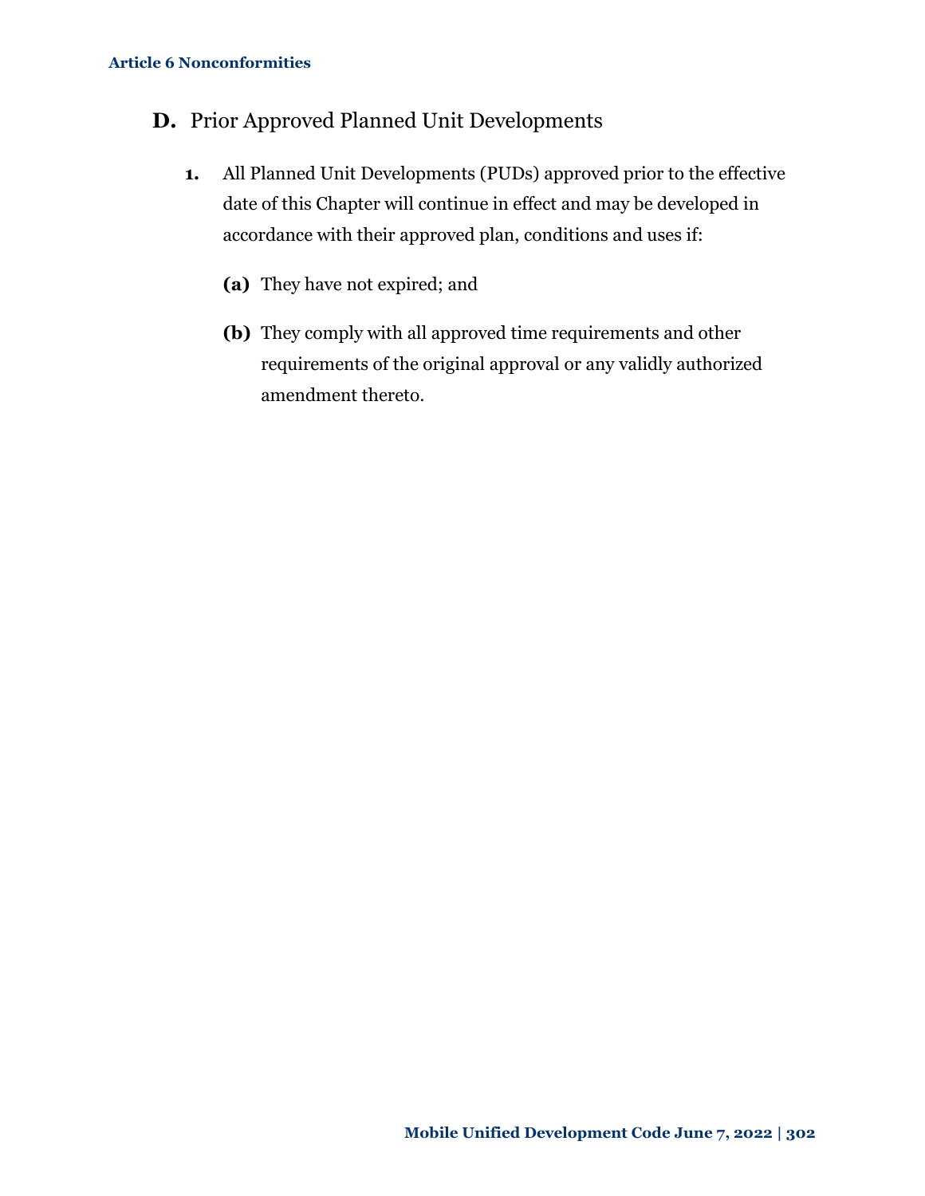## D. Prior Approved Planned Unit Developments

1. All Planned Unit Developments (PUDs) approved prior to the effective date of this Chapter will continue in effect and may be developed in accordance with their approved plan, conditions and uses if:

   **(a)** They have not expired; and

   **(b)** They comply with all approved time requirements and other requirements of the original approval or any validly authorized amendment thereto.